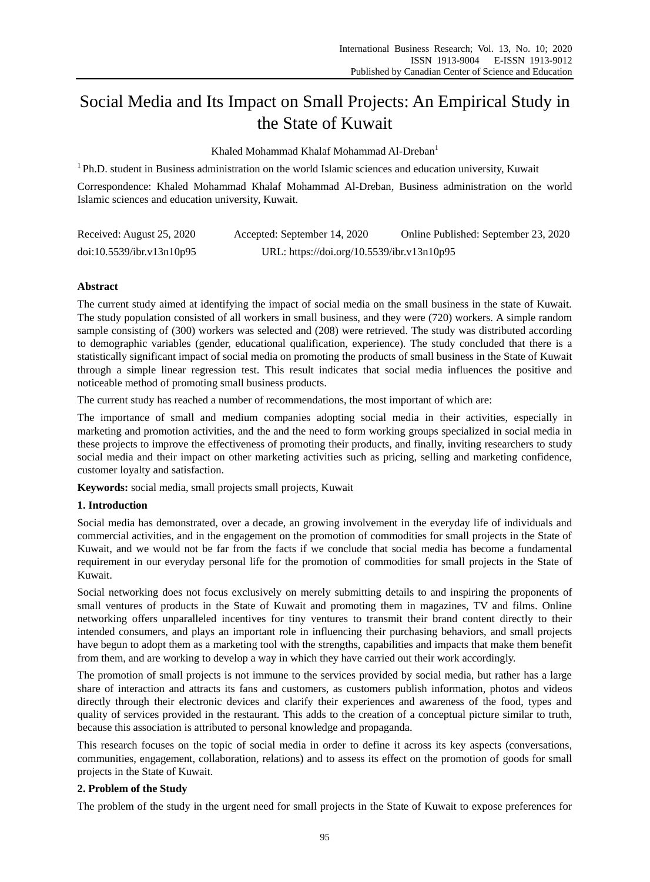# Social Media and Its Impact on Small Projects: An Empirical Study in the State of Kuwait

Khaled Mohammad Khalaf Mohammad Al-Dreban[1]

[1] Ph.D. student in Business administration on the world Islamic sciences and education university, Kuwait

Correspondence: Khaled Mohammad Khalaf Mohammad Al-Dreban, Business administration on the world Islamic sciences and education university, Kuwait.

Received: August 25, 2020 Accepted: September 14, 2020 Online Published: September 23, 2020

doi:10.5539/ibr.v13n10p95 URL: https://doi.org/10.5539/ibr.v13n10p95

## Abstract

The current study aimed at identifying the impact of social media on the small business in the state of Kuwait. The study population consisted of all workers in small business, and they were (720) workers. A simple random sample consisting of (300) workers was selected and (208) were retrieved. The study was distributed according to demographic variables (gender, educational qualification, experience). The study concluded that there is a statistically significant impact of social media on promoting the products of small business in the State of Kuwait through a simple linear regression test. This result indicates that social media influences the positive and noticeable method of promoting small business products.

The current study has reached a number of recommendations, the most important of which are:

The importance of small and medium companies adopting social media in their activities, especially in marketing and promotion activities, and the and the need to form working groups specialized in social media in these projects to improve the effectiveness of promoting their products, and finally, inviting researchers to study social media and their impact on other marketing activities such as pricing, selling and marketing confidence, customer loyalty and satisfaction.

**Keywords:** social media, small projects small projects, Kuwait

## 1. Introduction

Social media has demonstrated, over a decade, an growing involvement in the everyday life of individuals and commercial activities, and in the engagement on the promotion of commodities for small projects in the State of Kuwait, and we would not be far from the facts if we conclude that social media has become a fundamental requirement in our everyday personal life for the promotion of commodities for small projects in the State of Kuwait.

Social networking does not focus exclusively on merely submitting details to and inspiring the proponents of small ventures of products in the State of Kuwait and promoting them in magazines, TV and films. Online networking offers unparalleled incentives for tiny ventures to transmit their brand content directly to their intended consumers, and plays an important role in influencing their purchasing behaviors, and small projects have begun to adopt them as a marketing tool with the strengths, capabilities and impacts that make them benefit from them, and are working to develop a way in which they have carried out their work accordingly.

The promotion of small projects is not immune to the services provided by social media, but rather has a large share of interaction and attracts its fans and customers, as customers publish information, photos and videos directly through their electronic devices and clarify their experiences and awareness of the food, types and quality of services provided in the restaurant. This adds to the creation of a conceptual picture similar to truth, because this association is attributed to personal knowledge and propaganda.

This research focuses on the topic of social media in order to define it across its key aspects (conversations, communities, engagement, collaboration, relations) and to assess its effect on the promotion of goods for small projects in the State of Kuwait.

## 2. Problem of the Study

The problem of the study in the urgent need for small projects in the State of Kuwait to expose preferences for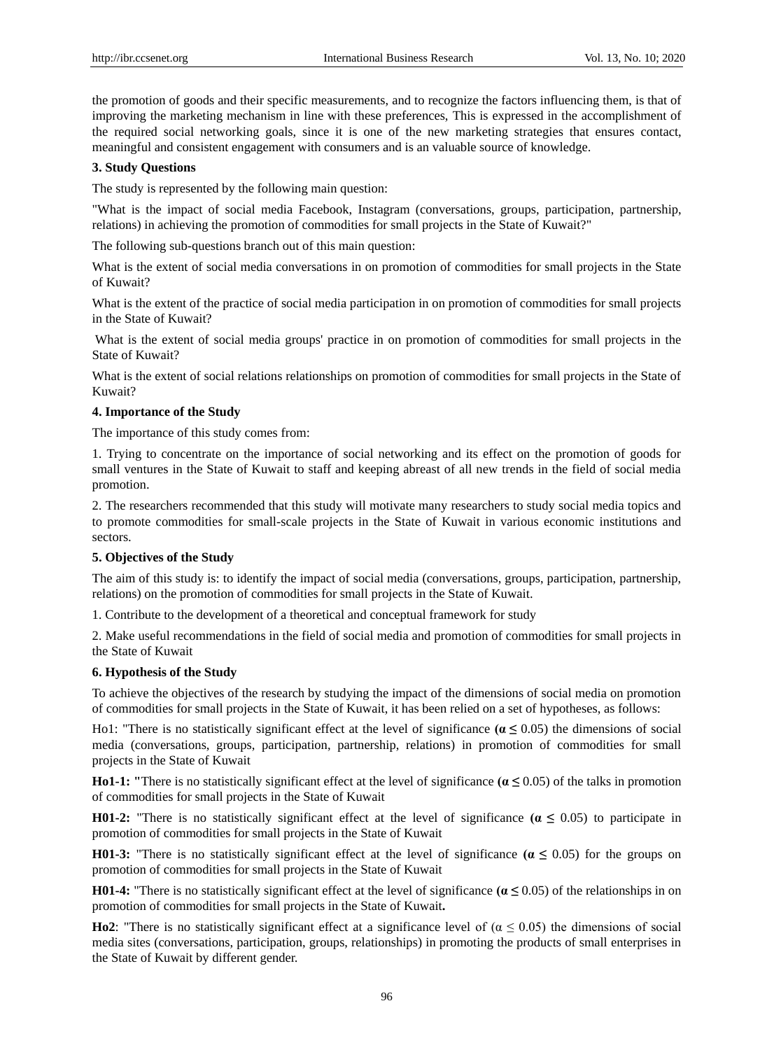the promotion of goods and their specific measurements, and to recognize the factors influencing them, is that of improving the marketing mechanism in line with these preferences, This is expressed in the accomplishment of the required social networking goals, since it is one of the new marketing strategies that ensures contact, meaningful and consistent engagement with consumers and is an valuable source of knowledge.

### 3. Study Questions

The study is represented by the following main question:

"What is the impact of social media Facebook, Instagram (conversations, groups, participation, partnership, relations) in achieving the promotion of commodities for small projects in the State of Kuwait?"

The following sub-questions branch out of this main question:

What is the extent of social media conversations in on promotion of commodities for small projects in the State of Kuwait?

What is the extent of the practice of social media participation in on promotion of commodities for small projects in the State of Kuwait?

What is the extent of social media groups' practice in on promotion of commodities for small projects in the State of Kuwait?

What is the extent of social relations relationships on promotion of commodities for small projects in the State of Kuwait?

### 4. Importance of the Study

The importance of this study comes from:

1. Trying to concentrate on the importance of social networking and its effect on the promotion of goods for small ventures in the State of Kuwait to staff and keeping abreast of all new trends in the field of social media promotion.

2. The researchers recommended that this study will motivate many researchers to study social media topics and to promote commodities for small-scale projects in the State of Kuwait in various economic institutions and sectors.

### 5. Objectives of the Study

The aim of this study is: to identify the impact of social media (conversations, groups, participation, partnership, relations) on the promotion of commodities for small projects in the State of Kuwait.

1. Contribute to the development of a theoretical and conceptual framework for study

2. Make useful recommendations in the field of social media and promotion of commodities for small projects in the State of Kuwait

### 6. Hypothesis of the Study

To achieve the objectives of the research by studying the impact of the dimensions of social media on promotion of commodities for small projects in the State of Kuwait, it has been relied on a set of hypotheses, as follows:

Ho1: "There is no statistically significant effect at the level of significance **($\alpha \leq$** 0.05) the dimensions of social media (conversations, groups, participation, partnership, relations) in promotion of commodities for small projects in the State of Kuwait

**Ho1-1: "**There is no statistically significant effect at the level of significance **($\alpha \leq$** 0.05) of the talks in promotion of commodities for small projects in the State of Kuwait

**H01-2:** "There is no statistically significant effect at the level of significance **($\alpha \leq$** 0.05) to participate in promotion of commodities for small projects in the State of Kuwait

**H01-3:** "There is no statistically significant effect at the level of significance **($\alpha \leq$** 0.05) for the groups on promotion of commodities for small projects in the State of Kuwait

**H01-4:** "There is no statistically significant effect at the level of significance **($\alpha \leq$** 0.05) of the relationships in on promotion of commodities for small projects in the State of Kuwait**.**

**Ho2**: "There is no statistically significant effect at a significance level of ($\alpha \leq 0.05$) the dimensions of social media sites (conversations, participation, groups, relationships) in promoting the products of small enterprises in the State of Kuwait by different gender.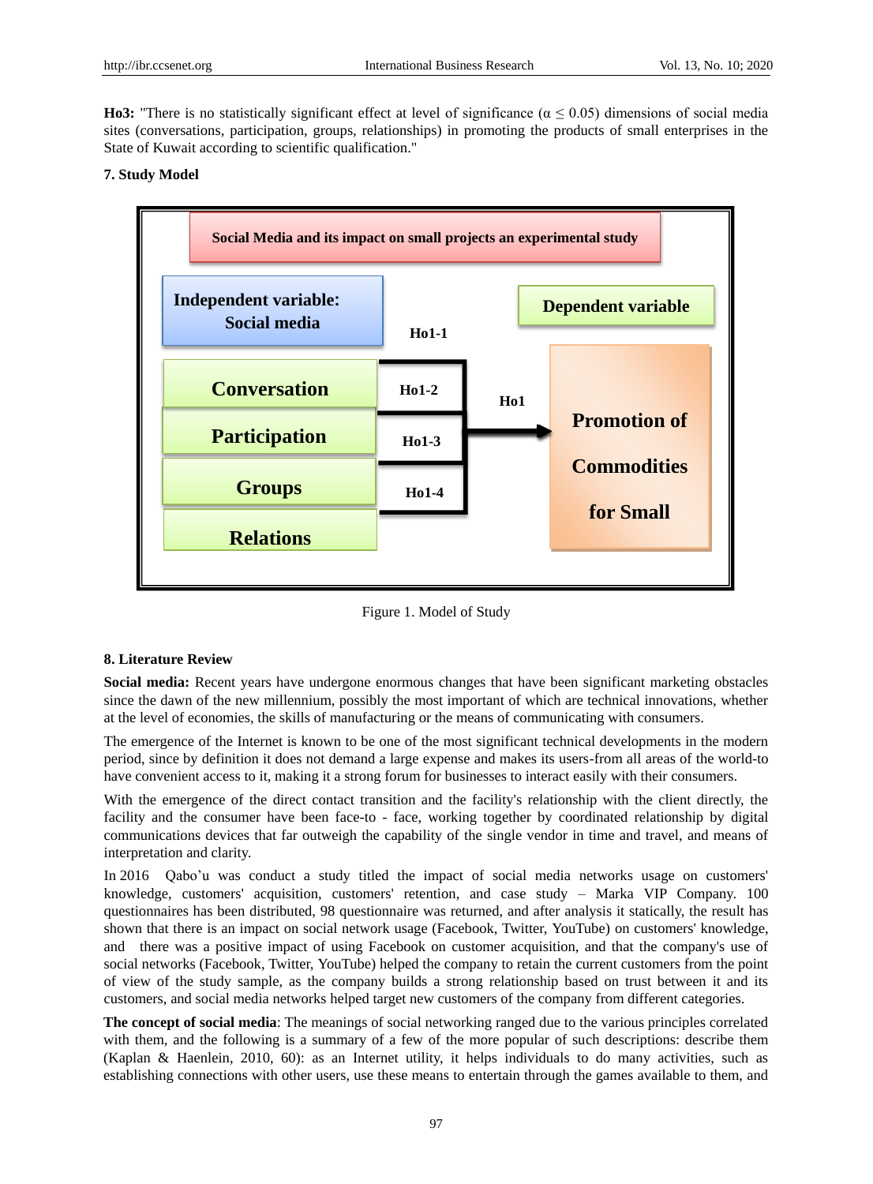**Ho3:** "There is no statistically significant effect at level of significance ($\alpha \leq 0.05$) dimensions of social media sites (conversations, participation, groups, relationships) in promoting the products of small enterprises in the State of Kuwait according to scientific qualification."

**7. Study Model**

Social Media and its impact on small projects an experimental study

Independent variable: Social media

Dependent variable

Conversation | Participation | Groups | Relations

Ho1-1 | Ho1-2 | Ho1-3 | Ho1-4 | Ho1

Promotion of Commodities for Small

Figure 1. Model of Study

**8. Literature Review**

**Social media:** Recent years have undergone enormous changes that have been significant marketing obstacles since the dawn of the new millennium, possibly the most important of which are technical innovations, whether at the level of economies, the skills of manufacturing or the means of communicating with consumers.

The emergence of the Internet is known to be one of the most significant technical developments in the modern period, since by definition it does not demand a large expense and makes its users-from all areas of the world-to have convenient access to it, making it a strong forum for businesses to interact easily with their consumers.

With the emergence of the direct contact transition and the facility's relationship with the client directly, the facility and the consumer have been face-to - face, working together by coordinated relationship by digital communications devices that far outweigh the capability of the single vendor in time and travel, and means of interpretation and clarity.

In 2016 Qabo'u was conduct a study titled the impact of social media networks usage on customers' knowledge, customers' acquisition, customers' retention, and case study – Marka VIP Company. 100 questionnaires has been distributed, 98 questionnaire was returned, and after analysis it statically, the result has shown that there is an impact on social network usage (Facebook, Twitter, YouTube) on customers' knowledge, and there was a positive impact of using Facebook on customer acquisition, and that the company's use of social networks (Facebook, Twitter, YouTube) helped the company to retain the current customers from the point of view of the study sample, as the company builds a strong relationship based on trust between it and its customers, and social media networks helped target new customers of the company from different categories.

**The concept of social media**: The meanings of social networking ranged due to the various principles correlated with them, and the following is a summary of a few of the more popular of such descriptions: describe them (Kaplan & Haenlein, 2010, 60): as an Internet utility, it helps individuals to do many activities, such as establishing connections with other users, use these means to entertain through the games available to them, and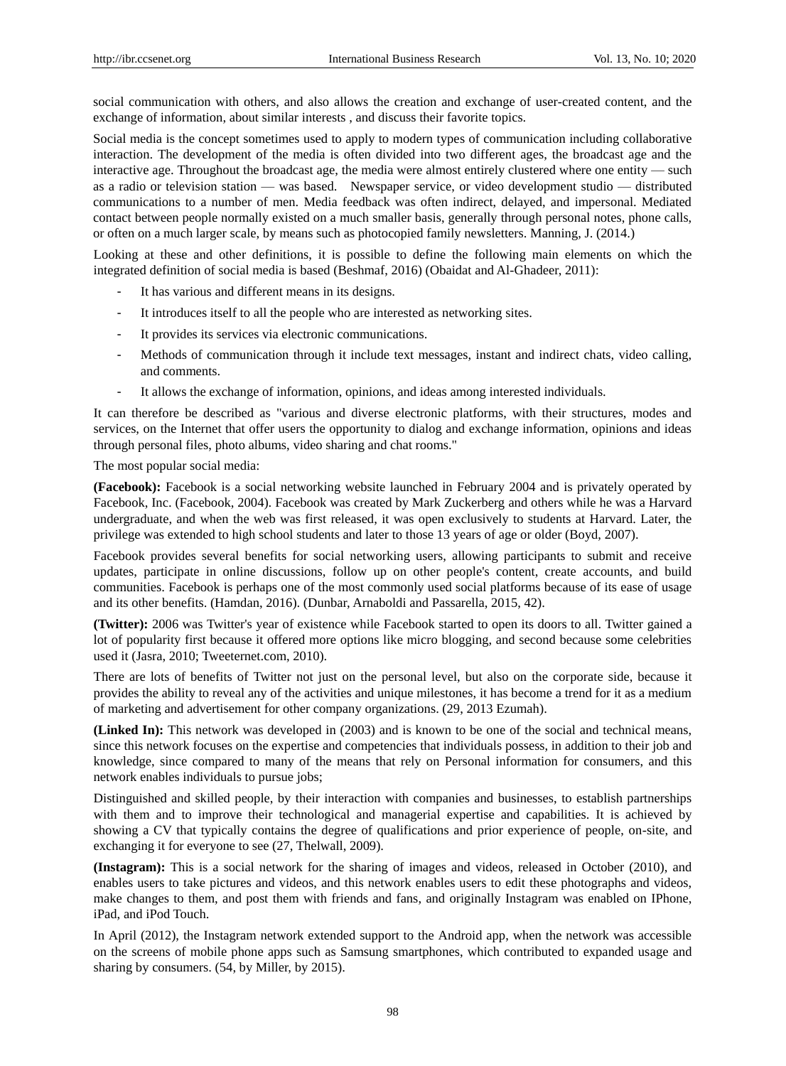social communication with others, and also allows the creation and exchange of user-created content, and the exchange of information, about similar interests , and discuss their favorite topics.

Social media is the concept sometimes used to apply to modern types of communication including collaborative interaction. The development of the media is often divided into two different ages, the broadcast age and the interactive age. Throughout the broadcast age, the media were almost entirely clustered where one entity — such as a radio or television station — was based. Newspaper service, or video development studio — distributed communications to a number of men. Media feedback was often indirect, delayed, and impersonal. Mediated contact between people normally existed on a much smaller basis, generally through personal notes, phone calls, or often on a much larger scale, by means such as photocopied family newsletters. Manning, J. (2014.)

Looking at these and other definitions, it is possible to define the following main elements on which the integrated definition of social media is based (Beshmaf, 2016) (Obaidat and Al-Ghadeer, 2011):

- It has various and different means in its designs.
- It introduces itself to all the people who are interested as networking sites.
- It provides its services via electronic communications.
- Methods of communication through it include text messages, instant and indirect chats, video calling, and comments.
- It allows the exchange of information, opinions, and ideas among interested individuals.

It can therefore be described as "various and diverse electronic platforms, with their structures, modes and services, on the Internet that offer users the opportunity to dialog and exchange information, opinions and ideas through personal files, photo albums, video sharing and chat rooms."

The most popular social media:

**(Facebook):** Facebook is a social networking website launched in February 2004 and is privately operated by Facebook, Inc. (Facebook, 2004). Facebook was created by Mark Zuckerberg and others while he was a Harvard undergraduate, and when the web was first released, it was open exclusively to students at Harvard. Later, the privilege was extended to high school students and later to those 13 years of age or older (Boyd, 2007).

Facebook provides several benefits for social networking users, allowing participants to submit and receive updates, participate in online discussions, follow up on other people's content, create accounts, and build communities. Facebook is perhaps one of the most commonly used social platforms because of its ease of usage and its other benefits. (Hamdan, 2016). (Dunbar, Arnaboldi and Passarella, 2015, 42).

**(Twitter):** 2006 was Twitter's year of existence while Facebook started to open its doors to all. Twitter gained a lot of popularity first because it offered more options like micro blogging, and second because some celebrities used it (Jasra, 2010; Tweeternet.com, 2010).

There are lots of benefits of Twitter not just on the personal level, but also on the corporate side, because it provides the ability to reveal any of the activities and unique milestones, it has become a trend for it as a medium of marketing and advertisement for other company organizations. (29, 2013 Ezumah).

**(Linked In):** This network was developed in (2003) and is known to be one of the social and technical means, since this network focuses on the expertise and competencies that individuals possess, in addition to their job and knowledge, since compared to many of the means that rely on Personal information for consumers, and this network enables individuals to pursue jobs;

Distinguished and skilled people, by their interaction with companies and businesses, to establish partnerships with them and to improve their technological and managerial expertise and capabilities. It is achieved by showing a CV that typically contains the degree of qualifications and prior experience of people, on-site, and exchanging it for everyone to see (27, Thelwall, 2009).

**(Instagram):** This is a social network for the sharing of images and videos, released in October (2010), and enables users to take pictures and videos, and this network enables users to edit these photographs and videos, make changes to them, and post them with friends and fans, and originally Instagram was enabled on IPhone, iPad, and iPod Touch.

In April (2012), the Instagram network extended support to the Android app, when the network was accessible on the screens of mobile phone apps such as Samsung smartphones, which contributed to expanded usage and sharing by consumers. (54, by Miller, by 2015).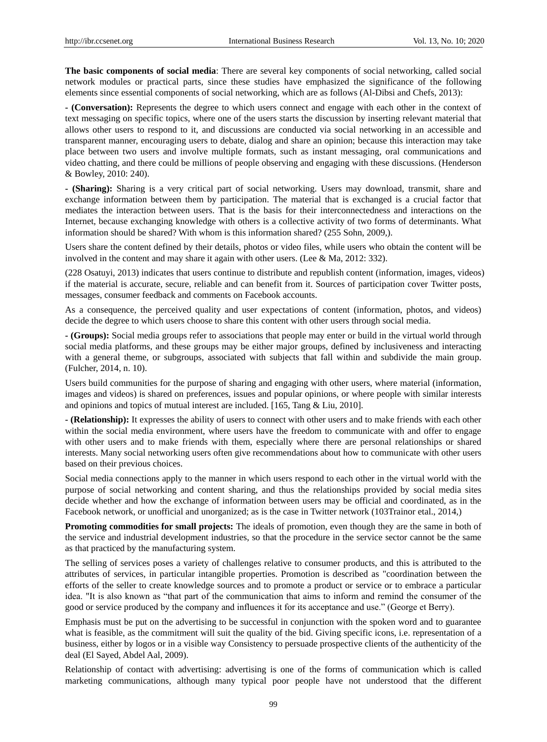**The basic components of social media**: There are several key components of social networking, called social network modules or practical parts, since these studies have emphasized the significance of the following elements since essential components of social networking, which are as follows (Al-Dibsi and Chefs, 2013):

**- (Conversation):** Represents the degree to which users connect and engage with each other in the context of text messaging on specific topics, where one of the users starts the discussion by inserting relevant material that allows other users to respond to it, and discussions are conducted via social networking in an accessible and transparent manner, encouraging users to debate, dialog and share an opinion; because this interaction may take place between two users and involve multiple formats, such as instant messaging, oral communications and video chatting, and there could be millions of people observing and engaging with these discussions. (Henderson & Bowley, 2010: 240).

**- (Sharing):** Sharing is a very critical part of social networking. Users may download, transmit, share and exchange information between them by participation. The material that is exchanged is a crucial factor that mediates the interaction between users. That is the basis for their interconnectedness and interactions on the Internet, because exchanging knowledge with others is a collective activity of two forms of determinants. What information should be shared? With whom is this information shared? (255 Sohn, 2009,).

Users share the content defined by their details, photos or video files, while users who obtain the content will be involved in the content and may share it again with other users. (Lee & Ma, 2012: 332).

(228 Osatuyi, 2013) indicates that users continue to distribute and republish content (information, images, videos) if the material is accurate, secure, reliable and can benefit from it. Sources of participation cover Twitter posts, messages, consumer feedback and comments on Facebook accounts.

As a consequence, the perceived quality and user expectations of content (information, photos, and videos) decide the degree to which users choose to share this content with other users through social media.

**- (Groups):** Social media groups refer to associations that people may enter or build in the virtual world through social media platforms, and these groups may be either major groups, defined by inclusiveness and interacting with a general theme, or subgroups, associated with subjects that fall within and subdivide the main group. (Fulcher, 2014, n. 10).

Users build communities for the purpose of sharing and engaging with other users, where material (information, images and videos) is shared on preferences, issues and popular opinions, or where people with similar interests and opinions and topics of mutual interest are included. [165, Tang & Liu, 2010].

**- (Relationship):** It expresses the ability of users to connect with other users and to make friends with each other within the social media environment, where users have the freedom to communicate with and offer to engage with other users and to make friends with them, especially where there are personal relationships or shared interests. Many social networking users often give recommendations about how to communicate with other users based on their previous choices.

Social media connections apply to the manner in which users respond to each other in the virtual world with the purpose of social networking and content sharing, and thus the relationships provided by social media sites decide whether and how the exchange of information between users may be official and coordinated, as in the Facebook network, or unofficial and unorganized; as is the case in Twitter network (103Trainor etal., 2014,)

**Promoting commodities for small projects:** The ideals of promotion, even though they are the same in both of the service and industrial development industries, so that the procedure in the service sector cannot be the same as that practiced by the manufacturing system.

The selling of services poses a variety of challenges relative to consumer products, and this is attributed to the attributes of services, in particular intangible properties. Promotion is described as "coordination between the efforts of the seller to create knowledge sources and to promote a product or service or to embrace a particular idea. "It is also known as "that part of the communication that aims to inform and remind the consumer of the good or service produced by the company and influences it for its acceptance and use." (George et Berry).

Emphasis must be put on the advertising to be successful in conjunction with the spoken word and to guarantee what is feasible, as the commitment will suit the quality of the bid. Giving specific icons, i.e. representation of a business, either by logos or in a visible way Consistency to persuade prospective clients of the authenticity of the deal (El Sayed, Abdel Aal, 2009).

Relationship of contact with advertising: advertising is one of the forms of communication which is called marketing communications, although many typical poor people have not understood that the different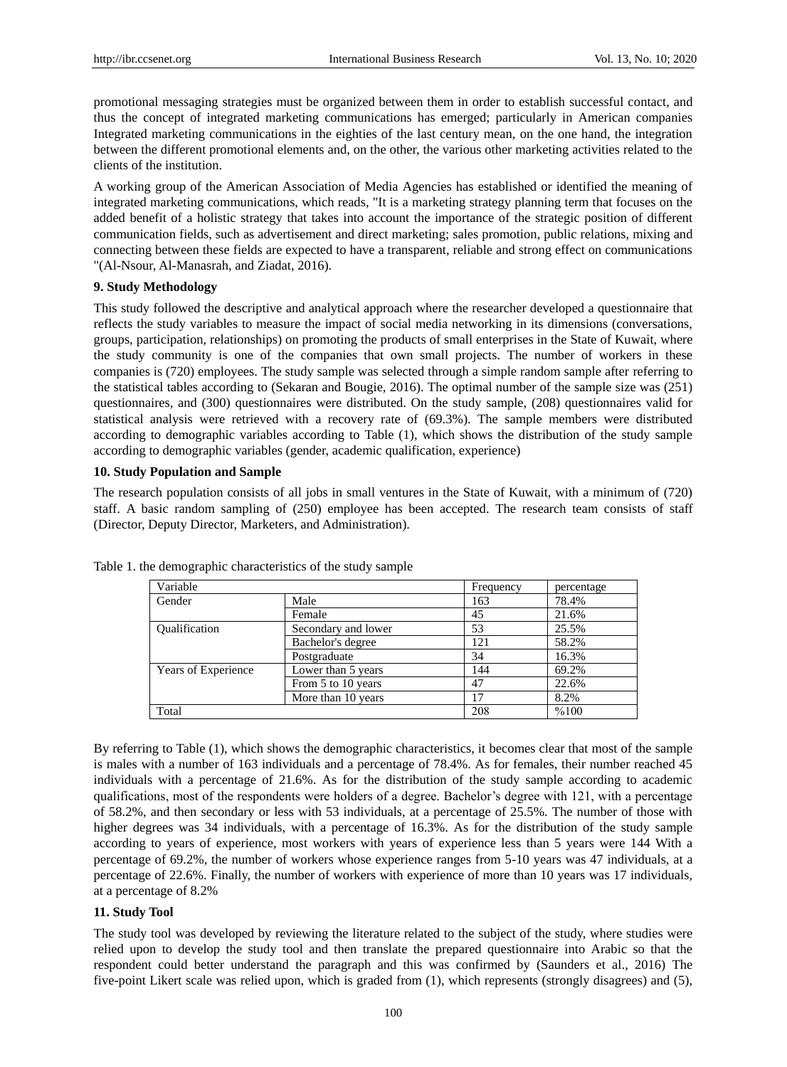promotional messaging strategies must be organized between them in order to establish successful contact, and thus the concept of integrated marketing communications has emerged; particularly in American companies Integrated marketing communications in the eighties of the last century mean, on the one hand, the integration between the different promotional elements and, on the other, the various other marketing activities related to the clients of the institution.

A working group of the American Association of Media Agencies has established or identified the meaning of integrated marketing communications, which reads, "It is a marketing strategy planning term that focuses on the added benefit of a holistic strategy that takes into account the importance of the strategic position of different communication fields, such as advertisement and direct marketing; sales promotion, public relations, mixing and connecting between these fields are expected to have a transparent, reliable and strong effect on communications "(Al-Nsour, Al-Manasrah, and Ziadat, 2016).

### 9. Study Methodology

This study followed the descriptive and analytical approach where the researcher developed a questionnaire that reflects the study variables to measure the impact of social media networking in its dimensions (conversations, groups, participation, relationships) on promoting the products of small enterprises in the State of Kuwait, where the study community is one of the companies that own small projects. The number of workers in these companies is (720) employees. The study sample was selected through a simple random sample after referring to the statistical tables according to (Sekaran and Bougie, 2016). The optimal number of the sample size was (251) questionnaires, and (300) questionnaires were distributed. On the study sample, (208) questionnaires valid for statistical analysis were retrieved with a recovery rate of (69.3%). The sample members were distributed according to demographic variables according to Table (1), which shows the distribution of the study sample according to demographic variables (gender, academic qualification, experience)

### 10. Study Population and Sample

The research population consists of all jobs in small ventures in the State of Kuwait, with a minimum of (720) staff. A basic random sampling of (250) employee has been accepted. The research team consists of staff (Director, Deputy Director, Marketers, and Administration).

Table 1. the demographic characteristics of the study sample

| Variable | | Frequency | percentage |
|---|---|---|---|
| Gender | Male | 163 | 78.4% |
| | Female | 45 | 21.6% |
| Qualification | Secondary and lower | 53 | 25.5% |
| | Bachelor's degree | 121 | 58.2% |
| | Postgraduate | 34 | 16.3% |
| Years of Experience | Lower than 5 years | 144 | 69.2% |
| | From 5 to 10 years | 47 | 22.6% |
| | More than 10 years | 17 | 8.2% |
| Total | | 208 | %100 |

By referring to Table (1), which shows the demographic characteristics, it becomes clear that most of the sample is males with a number of 163 individuals and a percentage of 78.4%. As for females, their number reached 45 individuals with a percentage of 21.6%. As for the distribution of the study sample according to academic qualifications, most of the respondents were holders of a degree. Bachelor's degree with 121, with a percentage of 58.2%, and then secondary or less with 53 individuals, at a percentage of 25.5%. The number of those with higher degrees was 34 individuals, with a percentage of 16.3%. As for the distribution of the study sample according to years of experience, most workers with years of experience less than 5 years were 144 With a percentage of 69.2%, the number of workers whose experience ranges from 5-10 years was 47 individuals, at a percentage of 22.6%. Finally, the number of workers with experience of more than 10 years was 17 individuals, at a percentage of 8.2%

### 11. Study Tool

The study tool was developed by reviewing the literature related to the subject of the study, where studies were relied upon to develop the study tool and then translate the prepared questionnaire into Arabic so that the respondent could better understand the paragraph and this was confirmed by (Saunders et al., 2016) The five-point Likert scale was relied upon, which is graded from (1), which represents (strongly disagrees) and (5),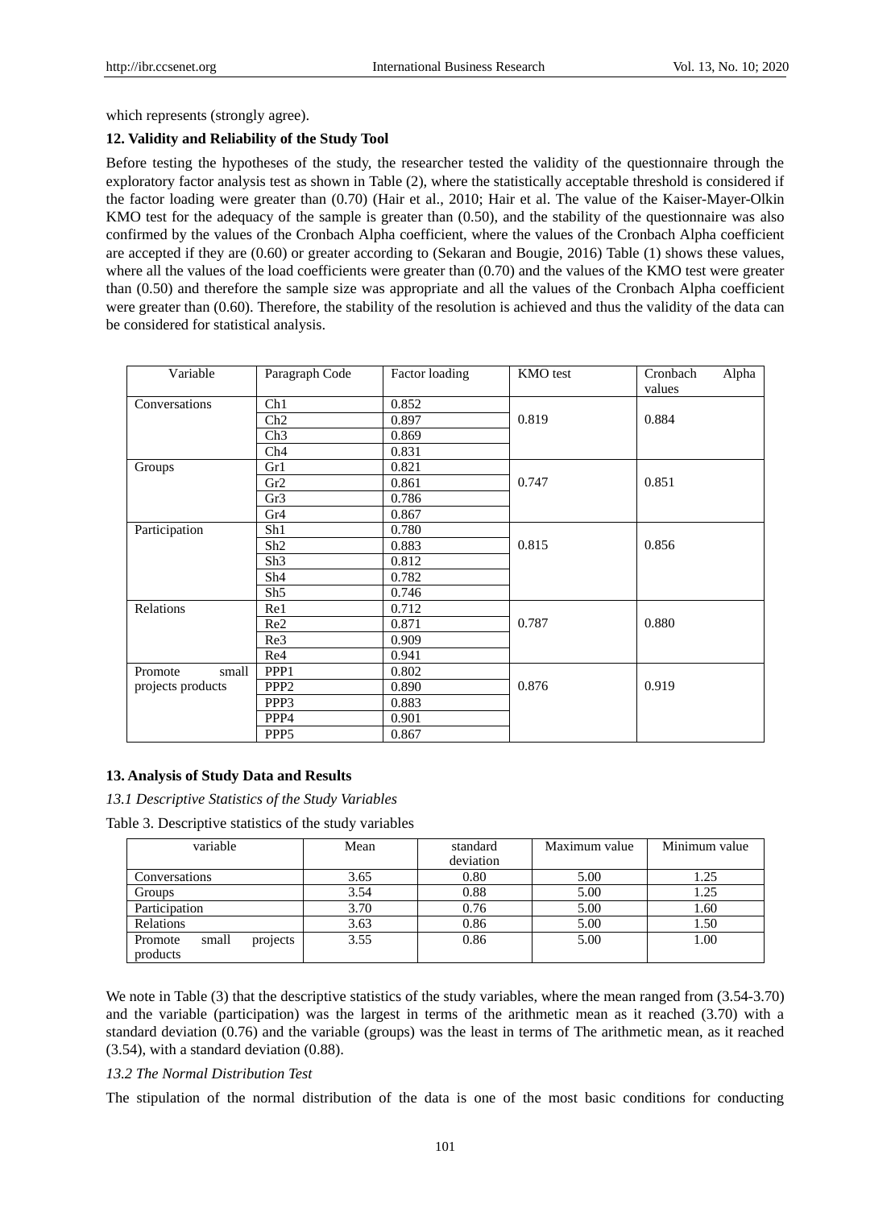which represents (strongly agree).

### 12. Validity and Reliability of the Study Tool

Before testing the hypotheses of the study, the researcher tested the validity of the questionnaire through the exploratory factor analysis test as shown in Table (2), where the statistically acceptable threshold is considered if the factor loading were greater than (0.70) (Hair et al., 2010; Hair et al. The value of the Kaiser-Mayer-Olkin KMO test for the adequacy of the sample is greater than (0.50), and the stability of the questionnaire was also confirmed by the values of the Cronbach Alpha coefficient, where the values of the Cronbach Alpha coefficient are accepted if they are (0.60) or greater according to (Sekaran and Bougie, 2016) Table (1) shows these values, where all the values of the load coefficients were greater than (0.70) and the values of the KMO test were greater than (0.50) and therefore the sample size was appropriate and all the values of the Cronbach Alpha coefficient were greater than (0.60). Therefore, the stability of the resolution is achieved and thus the validity of the data can be considered for statistical analysis.

| Variable | Paragraph Code | Factor loading | KMO test | Cronbach Alpha values |
|---|---|---|---|---|
| Conversations | Ch1 | 0.852 | 0.819 | 0.884 |
| | Ch2 | 0.897 | | |
| | Ch3 | 0.869 | | |
| | Ch4 | 0.831 | | |
| Groups | Gr1 | 0.821 | 0.747 | 0.851 |
| | Gr2 | 0.861 | | |
| | Gr3 | 0.786 | | |
| | Gr4 | 0.867 | | |
| Participation | Sh1 | 0.780 | 0.815 | 0.856 |
| | Sh2 | 0.883 | | |
| | Sh3 | 0.812 | | |
| | Sh4 | 0.782 | | |
| | Sh5 | 0.746 | | |
| Relations | Re1 | 0.712 | 0.787 | 0.880 |
| | Re2 | 0.871 | | |
| | Re3 | 0.909 | | |
| | Re4 | 0.941 | | |
| Promote small projects products | PPP1 | 0.802 | 0.876 | 0.919 |
| | PPP2 | 0.890 | | |
| | PPP3 | 0.883 | | |
| | PPP4 | 0.901 | | |
| | PPP5 | 0.867 | | |

### 13. Analysis of Study Data and Results

#### *13.1 Descriptive Statistics of the Study Variables*

Table 3. Descriptive statistics of the study variables

| variable | Mean | standard deviation | Maximum value | Minimum value |
|---|---|---|---|---|
| Conversations | 3.65 | 0.80 | 5.00 | 1.25 |
| Groups | 3.54 | 0.88 | 5.00 | 1.25 |
| Participation | 3.70 | 0.76 | 5.00 | 1.60 |
| Relations | 3.63 | 0.86 | 5.00 | 1.50 |
| Promote small projects products | 3.55 | 0.86 | 5.00 | 1.00 |

We note in Table (3) that the descriptive statistics of the study variables, where the mean ranged from (3.54-3.70) and the variable (participation) was the largest in terms of the arithmetic mean as it reached (3.70) with a standard deviation (0.76) and the variable (groups) was the least in terms of The arithmetic mean, as it reached (3.54), with a standard deviation (0.88).

#### *13.2 The Normal Distribution Test*

The stipulation of the normal distribution of the data is one of the most basic conditions for conducting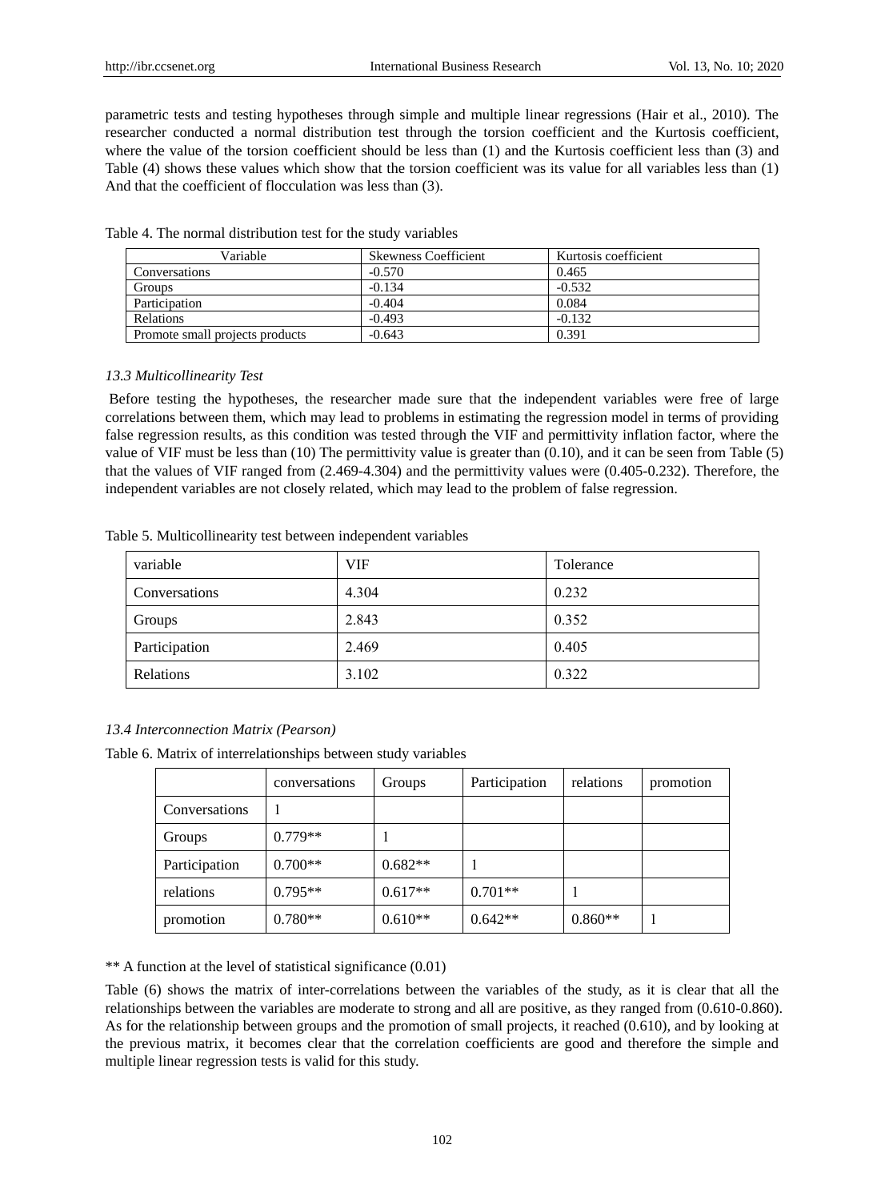parametric tests and testing hypotheses through simple and multiple linear regressions (Hair et al., 2010). The researcher conducted a normal distribution test through the torsion coefficient and the Kurtosis coefficient, where the value of the torsion coefficient should be less than (1) and the Kurtosis coefficient less than (3) and Table (4) shows these values which show that the torsion coefficient was its value for all variables less than (1) And that the coefficient of flocculation was less than (3).

Table 4. The normal distribution test for the study variables

| Variable | Skewness Coefficient | Kurtosis coefficient |
|---|---|---|
| Conversations | -0.570 | 0.465 |
| Groups | -0.134 | -0.532 |
| Participation | -0.404 | 0.084 |
| Relations | -0.493 | -0.132 |
| Promote small projects products | -0.643 | 0.391 |

### *13.3 Multicollinearity Test*

Before testing the hypotheses, the researcher made sure that the independent variables were free of large correlations between them, which may lead to problems in estimating the regression model in terms of providing false regression results, as this condition was tested through the VIF and permittivity inflation factor, where the value of VIF must be less than (10) The permittivity value is greater than (0.10), and it can be seen from Table (5) that the values of VIF ranged from (2.469-4.304) and the permittivity values were (0.405-0.232). Therefore, the independent variables are not closely related, which may lead to the problem of false regression.

Table 5. Multicollinearity test between independent variables

| variable | VIF | Tolerance |
|---|---|---|
| Conversations | 4.304 | 0.232 |
| Groups | 2.843 | 0.352 |
| Participation | 2.469 | 0.405 |
| Relations | 3.102 | 0.322 |

### *13.4 Interconnection Matrix (Pearson)*

Table 6. Matrix of interrelationships between study variables

| | conversations | Groups | Participation | relations | promotion |
|---|---|---|---|---|---|
| Conversations | 1 | | | | |
| Groups | 0.779** | 1 | | | |
| Participation | 0.700** | 0.682** | 1 | | |
| relations | 0.795** | 0.617** | 0.701** | 1 | |
| promotion | 0.780** | 0.610** | 0.642** | 0.860** | 1 |

** A function at the level of statistical significance (0.01)

Table (6) shows the matrix of inter-correlations between the variables of the study, as it is clear that all the relationships between the variables are moderate to strong and all are positive, as they ranged from (0.610-0.860). As for the relationship between groups and the promotion of small projects, it reached (0.610), and by looking at the previous matrix, it becomes clear that the correlation coefficients are good and therefore the simple and multiple linear regression tests is valid for this study.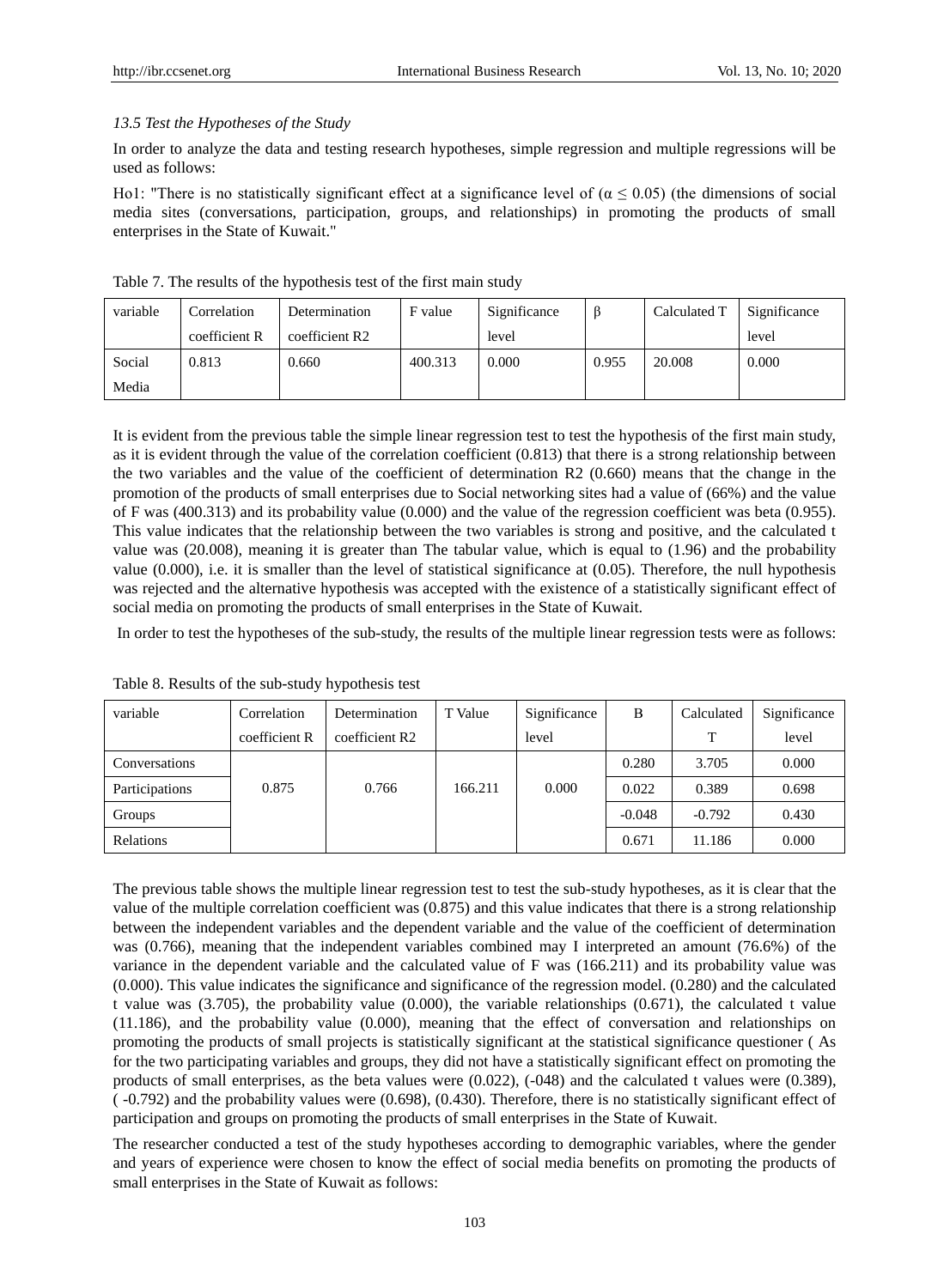*13.5 Test the Hypotheses of the Study*

In order to analyze the data and testing research hypotheses, simple regression and multiple regressions will be used as follows:

Ho1: "There is no statistically significant effect at a significance level of ($\alpha \leq 0.05$) (the dimensions of social media sites (conversations, participation, groups, and relationships) in promoting the products of small enterprises in the State of Kuwait."

Table 7. The results of the hypothesis test of the first main study

| variable | Correlation coefficient R | Determination coefficient R2 | F value | Significance level | β | Calculated T | Significance level |
|---|---|---|---|---|---|---|---|
| Social Media | 0.813 | 0.660 | 400.313 | 0.000 | 0.955 | 20.008 | 0.000 |

It is evident from the previous table the simple linear regression test to test the hypothesis of the first main study, as it is evident through the value of the correlation coefficient (0.813) that there is a strong relationship between the two variables and the value of the coefficient of determination R2 (0.660) means that the change in the promotion of the products of small enterprises due to Social networking sites had a value of (66%) and the value of F was (400.313) and its probability value (0.000) and the value of the regression coefficient was beta (0.955). This value indicates that the relationship between the two variables is strong and positive, and the calculated t value was (20.008), meaning it is greater than The tabular value, which is equal to (1.96) and the probability value (0.000), i.e. it is smaller than the level of statistical significance at (0.05). Therefore, the null hypothesis was rejected and the alternative hypothesis was accepted with the existence of a statistically significant effect of social media on promoting the products of small enterprises in the State of Kuwait.

In order to test the hypotheses of the sub-study, the results of the multiple linear regression tests were as follows:

Table 8. Results of the sub-study hypothesis test

| variable | Correlation coefficient R | Determination coefficient R2 | T Value | Significance level | B | Calculated T | Significance level |
|---|---|---|---|---|---|---|---|
| Conversations | 0.875 | 0.766 | 166.211 | 0.000 | 0.280 | 3.705 | 0.000 |
| Participations | | | | | 0.022 | 0.389 | 0.698 |
| Groups | | | | | -0.048 | -0.792 | 0.430 |
| Relations | | | | | 0.671 | 11.186 | 0.000 |

The previous table shows the multiple linear regression test to test the sub-study hypotheses, as it is clear that the value of the multiple correlation coefficient was (0.875) and this value indicates that there is a strong relationship between the independent variables and the dependent variable and the value of the coefficient of determination was (0.766), meaning that the independent variables combined may I interpreted an amount (76.6%) of the variance in the dependent variable and the calculated value of F was (166.211) and its probability value was (0.000). This value indicates the significance and significance of the regression model. (0.280) and the calculated t value was (3.705), the probability value (0.000), the variable relationships (0.671), the calculated t value (11.186), and the probability value (0.000), meaning that the effect of conversation and relationships on promoting the products of small projects is statistically significant at the statistical significance questioner ( As for the two participating variables and groups, they did not have a statistically significant effect on promoting the products of small enterprises, as the beta values were (0.022), (-048) and the calculated t values were (0.389), ( -0.792) and the probability values were (0.698), (0.430). Therefore, there is no statistically significant effect of participation and groups on promoting the products of small enterprises in the State of Kuwait.

The researcher conducted a test of the study hypotheses according to demographic variables, where the gender and years of experience were chosen to know the effect of social media benefits on promoting the products of small enterprises in the State of Kuwait as follows: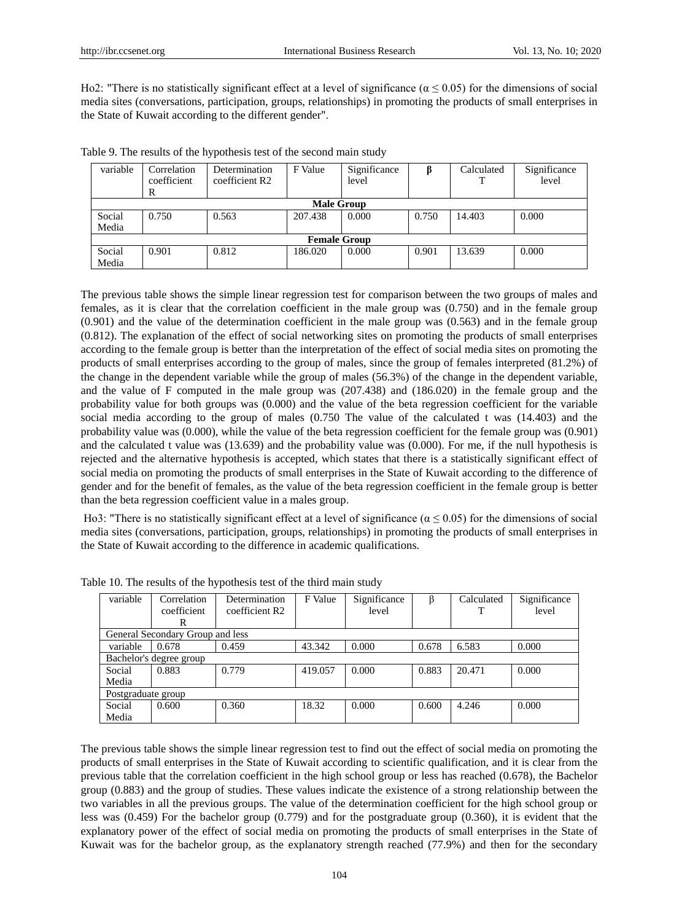Ho2: "There is no statistically significant effect at a level of significance ($\alpha \leq 0.05$) for the dimensions of social media sites (conversations, participation, groups, relationships) in promoting the products of small enterprises in the State of Kuwait according to the different gender".

Table 9. The results of the hypothesis test of the second main study

| variable | Correlation coefficient R | Determination coefficient R2 | F Value | Significance level | β | Calculated T | Significance level |
|---|---|---|---|---|---|---|---|
| **Male Group** | | | | | | | |
| Social Media | 0.750 | 0.563 | 207.438 | 0.000 | 0.750 | 14.403 | 0.000 |
| **Female Group** | | | | | | | |
| Social Media | 0.901 | 0.812 | 186.020 | 0.000 | 0.901 | 13.639 | 0.000 |

The previous table shows the simple linear regression test for comparison between the two groups of males and females, as it is clear that the correlation coefficient in the male group was (0.750) and in the female group (0.901) and the value of the determination coefficient in the male group was (0.563) and in the female group (0.812). The explanation of the effect of social networking sites on promoting the products of small enterprises according to the female group is better than the interpretation of the effect of social media sites on promoting the products of small enterprises according to the group of males, since the group of females interpreted (81.2%) of the change in the dependent variable while the group of males (56.3%) of the change in the dependent variable, and the value of F computed in the male group was (207.438) and (186.020) in the female group and the probability value for both groups was (0.000) and the value of the beta regression coefficient for the variable social media according to the group of males (0.750 The value of the calculated t was (14.403) and the probability value was (0.000), while the value of the beta regression coefficient for the female group was (0.901) and the calculated t value was (13.639) and the probability value was (0.000). For me, if the null hypothesis is rejected and the alternative hypothesis is accepted, which states that there is a statistically significant effect of social media on promoting the products of small enterprises in the State of Kuwait according to the difference of gender and for the benefit of females, as the value of the beta regression coefficient in the female group is better than the beta regression coefficient value in a males group.

Ho3: "There is no statistically significant effect at a level of significance ($\alpha \leq 0.05$) for the dimensions of social media sites (conversations, participation, groups, relationships) in promoting the products of small enterprises in the State of Kuwait according to the difference in academic qualifications.

Table 10. The results of the hypothesis test of the third main study

| variable | Correlation coefficient R | Determination coefficient R2 | F Value | Significance level | β | Calculated T | Significance level |
|---|---|---|---|---|---|---|---|
| General Secondary Group and less | | | | | | | |
| variable | 0.678 | 0.459 | 43.342 | 0.000 | 0.678 | 6.583 | 0.000 |
| Bachelor's degree group | | | | | | | |
| Social Media | 0.883 | 0.779 | 419.057 | 0.000 | 0.883 | 20.471 | 0.000 |
| Postgraduate group | | | | | | | |
| Social Media | 0.600 | 0.360 | 18.32 | 0.000 | 0.600 | 4.246 | 0.000 |

The previous table shows the simple linear regression test to find out the effect of social media on promoting the products of small enterprises in the State of Kuwait according to scientific qualification, and it is clear from the previous table that the correlation coefficient in the high school group or less has reached (0.678), the Bachelor group (0.883) and the group of studies. These values indicate the existence of a strong relationship between the two variables in all the previous groups. The value of the determination coefficient for the high school group or less was (0.459) For the bachelor group (0.779) and for the postgraduate group (0.360), it is evident that the explanatory power of the effect of social media on promoting the products of small enterprises in the State of Kuwait was for the bachelor group, as the explanatory strength reached (77.9%) and then for the secondary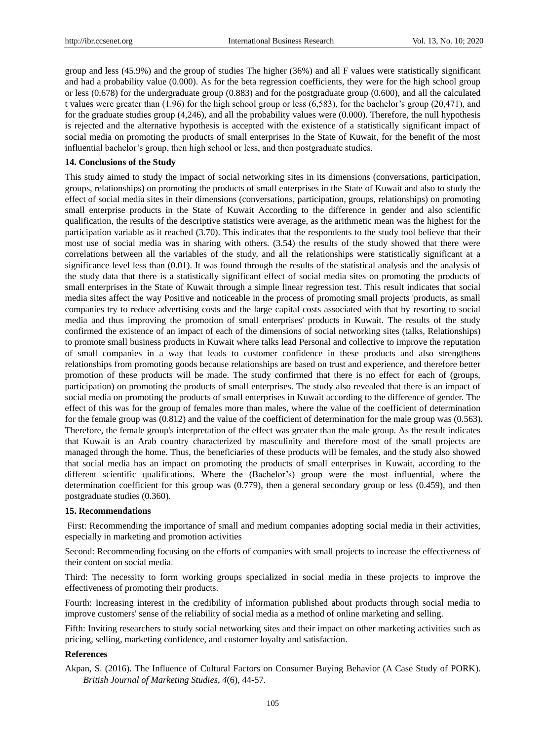group and less (45.9%) and the group of studies The higher (36%) and all F values were statistically significant and had a probability value (0.000). As for the beta regression coefficients, they were for the high school group or less (0.678) for the undergraduate group (0.883) and for the postgraduate group (0.600), and all the calculated t values were greater than (1.96) for the high school group or less (6,583), for the bachelor's group (20,471), and for the graduate studies group (4,246), and all the probability values were (0.000). Therefore, the null hypothesis is rejected and the alternative hypothesis is accepted with the existence of a statistically significant impact of social media on promoting the products of small enterprises In the State of Kuwait, for the benefit of the most influential bachelor's group, then high school or less, and then postgraduate studies.

## 14. Conclusions of the Study

This study aimed to study the impact of social networking sites in its dimensions (conversations, participation, groups, relationships) on promoting the products of small enterprises in the State of Kuwait and also to study the effect of social media sites in their dimensions (conversations, participation, groups, relationships) on promoting small enterprise products in the State of Kuwait According to the difference in gender and also scientific qualification, the results of the descriptive statistics were average, as the arithmetic mean was the highest for the participation variable as it reached (3.70). This indicates that the respondents to the study tool believe that their most use of social media was in sharing with others. (3.54) the results of the study showed that there were correlations between all the variables of the study, and all the relationships were statistically significant at a significance level less than (0.01). It was found through the results of the statistical analysis and the analysis of the study data that there is a statistically significant effect of social media sites on promoting the products of small enterprises in the State of Kuwait through a simple linear regression test. This result indicates that social media sites affect the way Positive and noticeable in the process of promoting small projects 'products, as small companies try to reduce advertising costs and the large capital costs associated with that by resorting to social media and thus improving the promotion of small enterprises' products in Kuwait. The results of the study confirmed the existence of an impact of each of the dimensions of social networking sites (talks, Relationships) to promote small business products in Kuwait where talks lead Personal and collective to improve the reputation of small companies in a way that leads to customer confidence in these products and also strengthens relationships from promoting goods because relationships are based on trust and experience, and therefore better promotion of these products will be made. The study confirmed that there is no effect for each of (groups, participation) on promoting the products of small enterprises. The study also revealed that there is an impact of social media on promoting the products of small enterprises in Kuwait according to the difference of gender. The effect of this was for the group of females more than males, where the value of the coefficient of determination for the female group was (0.812) and the value of the coefficient of determination for the male group was (0.563). Therefore, the female group's interpretation of the effect was greater than the male group. As the result indicates that Kuwait is an Arab country characterized by masculinity and therefore most of the small projects are managed through the home. Thus, the beneficiaries of these products will be females, and the study also showed that social media has an impact on promoting the products of small enterprises in Kuwait, according to the different scientific qualifications. Where the (Bachelor's) group were the most influential, where the determination coefficient for this group was (0.779), then a general secondary group or less (0.459), and then postgraduate studies (0.360).

## 15. Recommendations

First: Recommending the importance of small and medium companies adopting social media in their activities, especially in marketing and promotion activities

Second: Recommending focusing on the efforts of companies with small projects to increase the effectiveness of their content on social media.

Third: The necessity to form working groups specialized in social media in these projects to improve the effectiveness of promoting their products.

Fourth: Increasing interest in the credibility of information published about products through social media to improve customers' sense of the reliability of social media as a method of online marketing and selling.

Fifth: Inviting researchers to study social networking sites and their impact on other marketing activities such as pricing, selling, marketing confidence, and customer loyalty and satisfaction.

## References

Akpan, S. (2016). The Influence of Cultural Factors on Consumer Buying Behavior (A Case Study of PORK). *British Journal of Marketing Studies*, *4*(6), 44-57.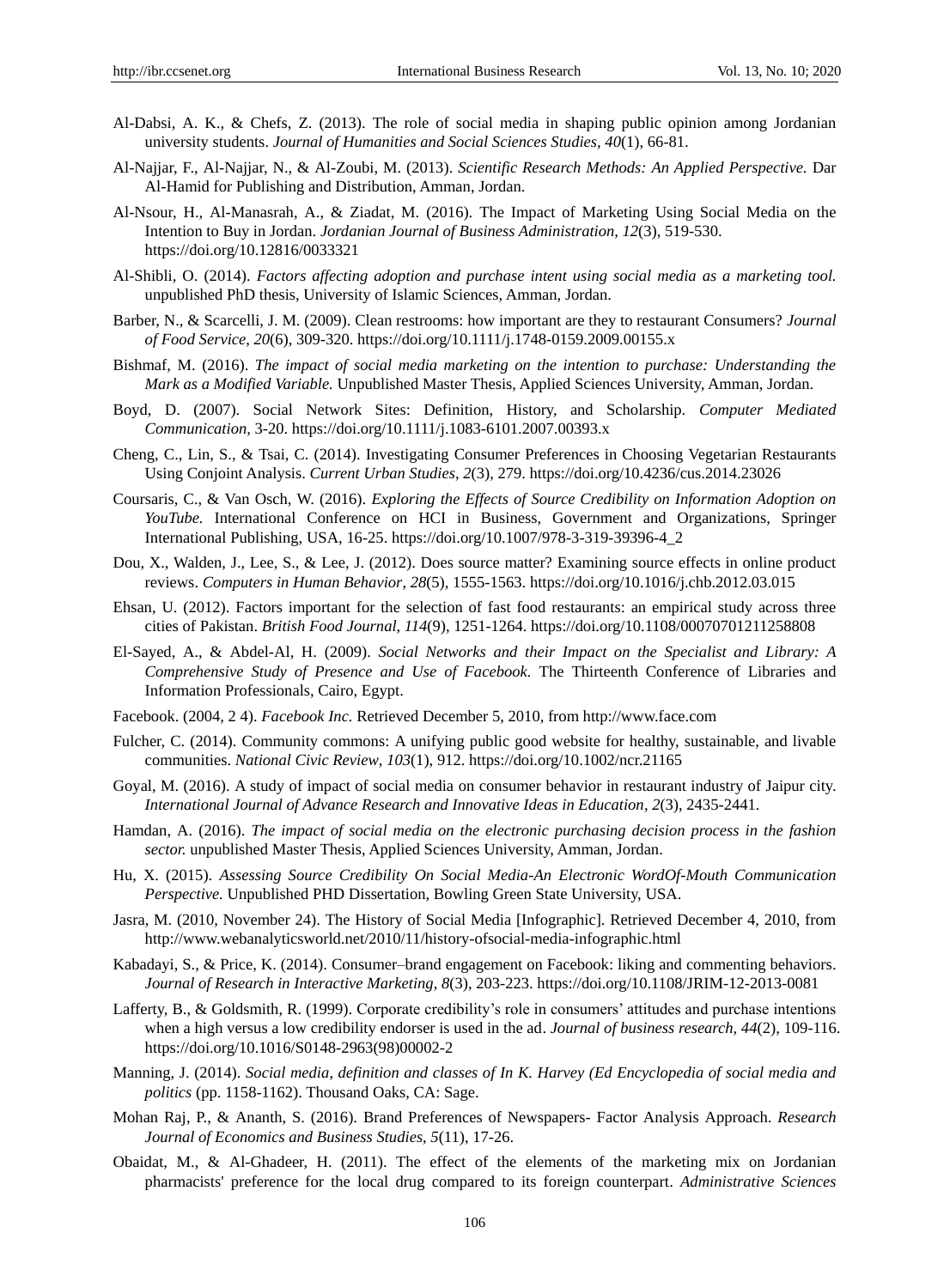Al-Dabsi, A. K., & Chefs, Z. (2013). The role of social media in shaping public opinion among Jordanian university students. *Journal of Humanities and Social Sciences Studies, 40*(1), 66-81.

Al-Najjar, F., Al-Najjar, N., & Al-Zoubi, M. (2013). *Scientific Research Methods: An Applied Perspective.* Dar Al-Hamid for Publishing and Distribution, Amman, Jordan.

Al-Nsour, H., Al-Manasrah, A., & Ziadat, M. (2016). The Impact of Marketing Using Social Media on the Intention to Buy in Jordan. *Jordanian Journal of Business Administration, 12*(3), 519-530. https://doi.org/10.12816/0033321

Al-Shibli, O. (2014). *Factors affecting adoption and purchase intent using social media as a marketing tool.* unpublished PhD thesis, University of Islamic Sciences, Amman, Jordan.

Barber, N., & Scarcelli, J. M. (2009). Clean restrooms: how important are they to restaurant Consumers? *Journal of Food Service*, *20*(6), 309-320. https://doi.org/10.1111/j.1748-0159.2009.00155.x

Bishmaf, M. (2016). *The impact of social media marketing on the intention to purchase: Understanding the Mark as a Modified Variable.* Unpublished Master Thesis, Applied Sciences University, Amman, Jordan.

Boyd, D. (2007). Social Network Sites: Definition, History, and Scholarship. *Computer Mediated Communication,* 3-20. https://doi.org/10.1111/j.1083-6101.2007.00393.x

Cheng, C., Lin, S., & Tsai, C. (2014). Investigating Consumer Preferences in Choosing Vegetarian Restaurants Using Conjoint Analysis. *Current Urban Studies*, *2*(3), 279. https://doi.org/10.4236/cus.2014.23026

Coursaris, C., & Van Osch, W. (2016). *Exploring the Effects of Source Credibility on Information Adoption on YouTube.* International Conference on HCI in Business, Government and Organizations, Springer International Publishing, USA, 16-25. https://doi.org/10.1007/978-3-319-39396-4_2

Dou, X., Walden, J., Lee, S., & Lee, J. (2012). Does source matter? Examining source effects in online product reviews. *Computers in Human Behavior*, *28*(5), 1555-1563. https://doi.org/10.1016/j.chb.2012.03.015

Ehsan, U. (2012). Factors important for the selection of fast food restaurants: an empirical study across three cities of Pakistan. *British Food Journal*, *114*(9), 1251-1264. https://doi.org/10.1108/00070701211258808

El-Sayed, A., & Abdel-Al, H. (2009). *Social Networks and their Impact on the Specialist and Library: A Comprehensive Study of Presence and Use of Facebook*. The Thirteenth Conference of Libraries and Information Professionals, Cairo, Egypt.

Facebook. (2004, 2 4). *Facebook Inc.* Retrieved December 5, 2010, from http://www.face.com

Fulcher, C. (2014). Community commons: A unifying public good website for healthy, sustainable, and livable communities. *National Civic Review*, *103*(1), 912. https://doi.org/10.1002/ncr.21165

Goyal, M. (2016). A study of impact of social media on consumer behavior in restaurant industry of Jaipur city. *International Journal of Advance Research and Innovative Ideas in Education*, *2*(3), 2435-2441.

Hamdan, A. (2016). *The impact of social media on the electronic purchasing decision process in the fashion sector.* unpublished Master Thesis, Applied Sciences University, Amman, Jordan.

Hu, X. (2015). *Assessing Source Credibility On Social Media-An Electronic WordOf-Mouth Communication Perspective.* Unpublished PHD Dissertation, Bowling Green State University, USA.

Jasra, M. (2010, November 24). The History of Social Media [Infographic]. Retrieved December 4, 2010, from http://www.webanalyticsworld.net/2010/11/history-ofsocial-media-infographic.html

Kabadayi, S., & Price, K. (2014). Consumer–brand engagement on Facebook: liking and commenting behaviors. *Journal of Research in Interactive Marketing*, *8*(3), 203-223. https://doi.org/10.1108/JRIM-12-2013-0081

Lafferty, B., & Goldsmith, R. (1999). Corporate credibility's role in consumers' attitudes and purchase intentions when a high versus a low credibility endorser is used in the ad. *Journal of business research*, *44*(2), 109-116. https://doi.org/10.1016/S0148-2963(98)00002-2

Manning, J. (2014). *Social media, definition and classes of In K. Harvey (Ed Encyclopedia of social media and politics* (pp. 1158-1162). Thousand Oaks, CA: Sage.

Mohan Raj, P., & Ananth, S. (2016). Brand Preferences of Newspapers- Factor Analysis Approach. *Research Journal of Economics and Business Studies*, *5*(11), 17-26.

Obaidat, M., & Al-Ghadeer, H. (2011). The effect of the elements of the marketing mix on Jordanian pharmacists' preference for the local drug compared to its foreign counterpart. *Administrative Sciences*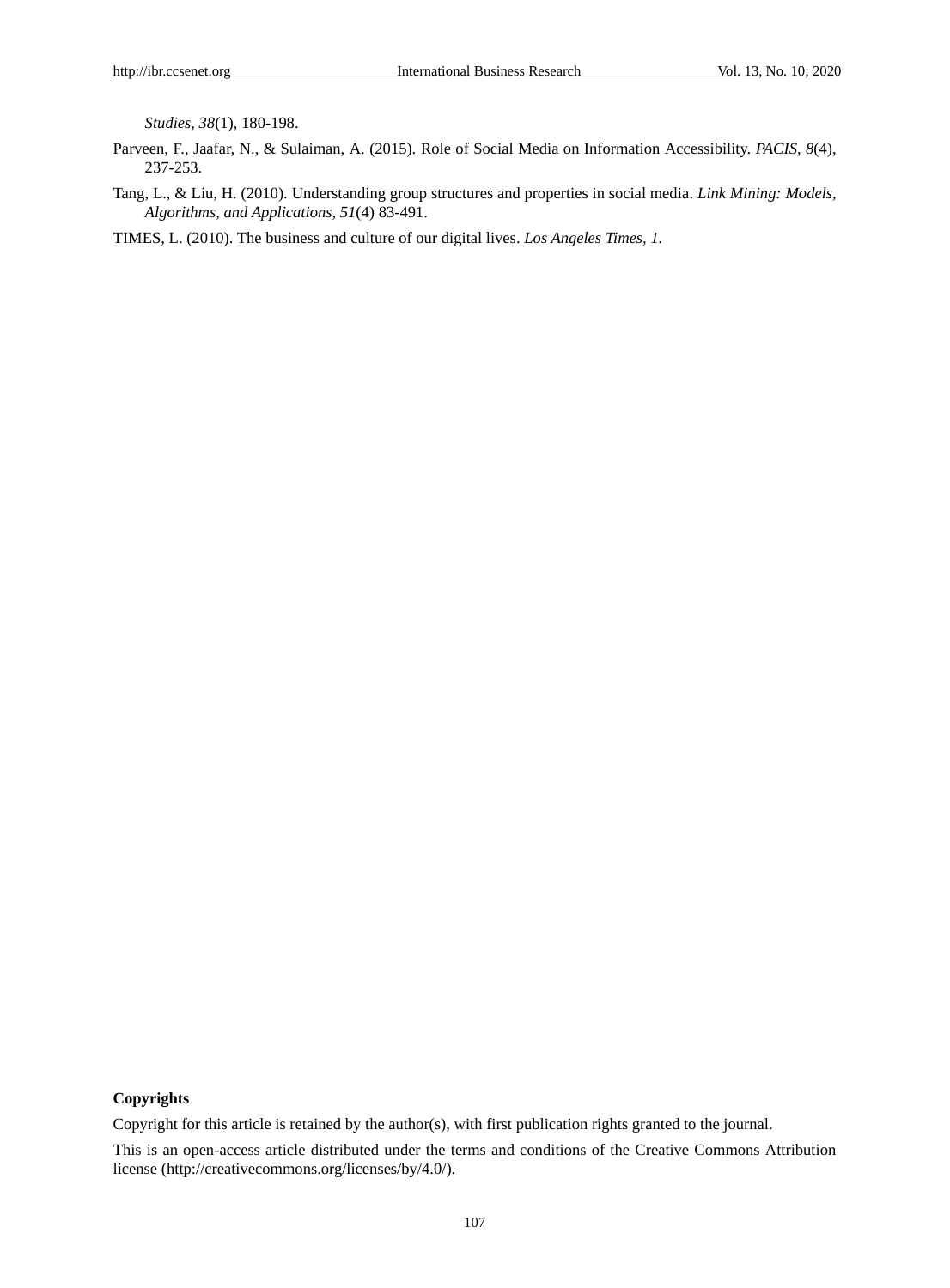*Studies, 38*(1), 180-198.

Parveen, F., Jaafar, N., & Sulaiman, A. (2015). Role of Social Media on Information Accessibility. *PACIS*, *8*(4), 237-253.

Tang, L., & Liu, H. (2010). Understanding group structures and properties in social media. *Link Mining: Models, Algorithms, and Applications, 51*(4) 83-491.

TIMES, L. (2010). The business and culture of our digital lives. *Los Angeles Times, 1.*

**Copyrights**

Copyright for this article is retained by the author(s), with first publication rights granted to the journal.

This is an open-access article distributed under the terms and conditions of the Creative Commons Attribution license (http://creativecommons.org/licenses/by/4.0/).